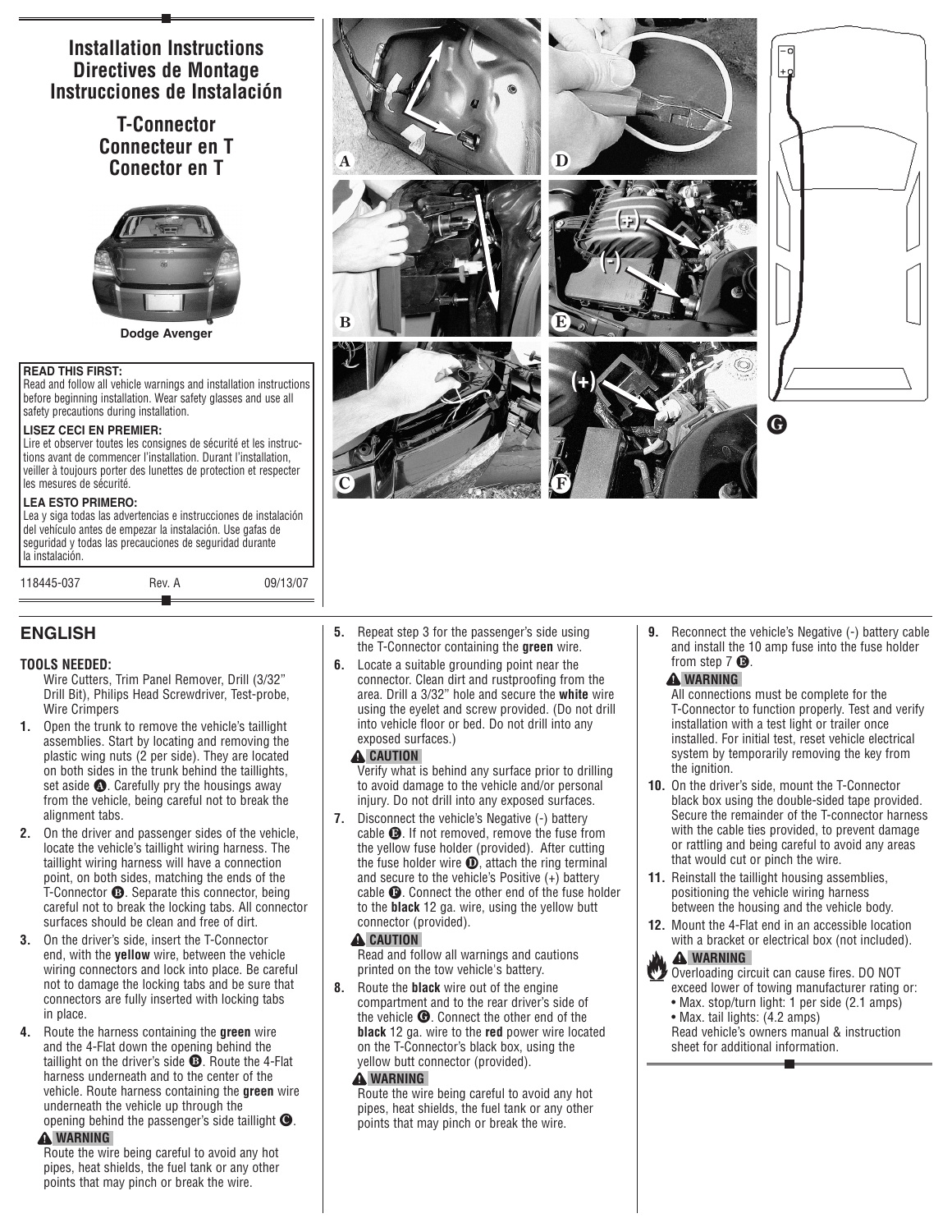# Installation Instructions
# Directives de Montage
# Instrucciones de Instalación

## T-Connector
## Connecteur en T
## Conector en T

Dodge Avenger

**READ THIS FIRST:**
Read and follow all vehicle warnings and installation instructions before beginning installation. Wear safety glasses and use all safety precautions during installation.

**LISEZ CECI EN PREMIER:**
Lire et observer toutes les consignes de sécurité et les instructions avant de commencer l'installation. Durant l'installation, veiller à toujours porter des lunettes de protection et respecter les mesures de sécurité.

**LEA ESTO PRIMERO:**
Lea y siga todas las advertencias e instrucciones de instalación del vehículo antes de empezar la instalación. Use gafas de seguridad y todas las precauciones de seguridad durante la instalación.

118445-037 Rev. A 09/13/07

A B C D E F G

(+) (-) (+)

## ENGLISH

**TOOLS NEEDED:**
Wire Cutters, Trim Panel Remover, Drill (3/32" Drill Bit), Philips Head Screwdriver, Test-probe, Wire Crimpers

1. Open the trunk to remove the vehicle's taillight assemblies. Start by locating and removing the plastic wing nuts (2 per side). They are located on both sides in the trunk behind the taillights, set aside Ⓐ. Carefully pry the housings away from the vehicle, being careful not to break the alignment tabs.
2. On the driver and passenger sides of the vehicle, locate the vehicle's taillight wiring harness. The taillight wiring harness will have a connection point, on both sides, matching the ends of the T-Connector Ⓑ. Separate this connector, being careful not to break the locking tabs. All connector surfaces should be clean and free of dirt.
3. On the driver's side, insert the T-Connector end, with the **yellow** wire, between the vehicle wiring connectors and lock into place. Be careful not to damage the locking tabs and be sure that connectors are fully inserted with locking tabs in place.
4. Route the harness containing the **green** wire and the 4-Flat down the opening behind the taillight on the driver's side Ⓑ. Route the 4-Flat harness underneath and to the center of the vehicle. Route harness containing the **green** wire underneath the vehicle up through the opening behind the passenger's side taillight Ⓒ.

   **⚠ WARNING**
   Route the wire being careful to avoid any hot pipes, heat shields, the fuel tank or any other points that may pinch or break the wire.
5. Repeat step 3 for the passenger's side using the T-Connector containing the **green** wire.
6. Locate a suitable grounding point near the connector. Clean dirt and rustproofing from the area. Drill a 3/32" hole and secure the **white** wire using the eyelet and screw provided. (Do not drill into vehicle floor or bed. Do not drill into any exposed surfaces.)

   **⚠ CAUTION**
   Verify what is behind any surface prior to drilling to avoid damage to the vehicle and/or personal injury. Do not drill into any exposed surfaces.
7. Disconnect the vehicle's Negative (-) battery cable Ⓔ. If not removed, remove the fuse from the yellow fuse holder (provided). After cutting the fuse holder wire Ⓓ, attach the ring terminal and secure to the vehicle's Positive (+) battery cable Ⓕ. Connect the other end of the fuse holder to the **black** 12 ga. wire, using the yellow butt connector (provided).

   **⚠ CAUTION**
   Read and follow all warnings and cautions printed on the tow vehicle's battery.
8. Route the **black** wire out of the engine compartment and to the rear driver's side of the vehicle Ⓖ. Connect the other end of the **black** 12 ga. wire to the **red** power wire located on the T-Connector's black box, using the yellow butt connector (provided).

   **⚠ WARNING**
   Route the wire being careful to avoid any hot pipes, heat shields, the fuel tank or any other points that may pinch or break the wire.
9. Reconnect the vehicle's Negative (-) battery cable and install the 10 amp fuse into the fuse holder from step 7 Ⓔ.

   **⚠ WARNING**
   All connections must be complete for the T-Connector to function properly. Test and verify installation with a test light or trailer once installed. For initial test, reset vehicle electrical system by temporarily removing the key from the ignition.
10. On the driver's side, mount the T-Connector black box using the double-sided tape provided. Secure the remainder of the T-connector harness with the cable ties provided, to prevent damage or rattling and being careful to avoid any areas that would cut or pinch the wire.
11. Reinstall the taillight housing assemblies, positioning the vehicle wiring harness between the housing and the vehicle body.
12. Mount the 4-Flat end in an accessible location with a bracket or electrical box (not included).

**⚠ WARNING**
Overloading circuit can cause fires. DO NOT exceed lower of towing manufacturer rating or:
- Max. stop/turn light: 1 per side (2.1 amps)
- Max. tail lights: (4.2 amps)

Read vehicle's owners manual & instruction sheet for additional information.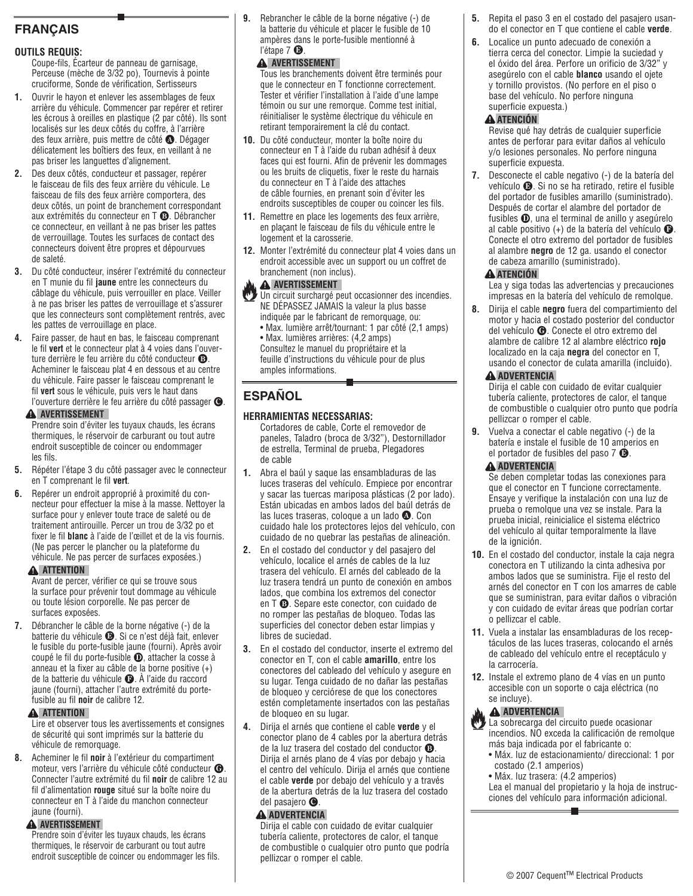## FRANÇAIS

**OUTILS REQUIS:**
Coupe-fils, Écarteur de panneau de garnisage, Perceuse (mèche de 3/32 po), Tournevis à pointe cruciforme, Sonde de vérification, Sertisseurs

1. Ouvrir le hayon et enlever les assemblages de feux arrière du véhicule. Commencer par repérer et retirer les écrous à oreilles en plastique (2 par côté). Ils sont localisés sur les deux côtés du coffre, à l'arrière des feux arrière, puis mettre de côté Ⓐ. Dégager délicatement les boîtiers des feux, en veillant à ne pas briser les languettes d'alignement.
2. Des deux côtés, conducteur et passager, repérer le faisceau de fils des feux arrière du véhicule. Le faisceau de fils des feux arrière comportera, des deux côtés, un point de branchement correspondant aux extrémités du connecteur en T Ⓑ. Débrancher ce connecteur, en veillant à ne pas briser les pattes de verrouillage. Toutes les surfaces de contact des connecteurs doivent être propres et dépourvues de saleté.
3. Du côté conducteur, insérer l'extrémité du connecteur en T munie du fil **jaune** entre les connecteurs du câblage du véhicule, puis verrouiller en place. Veiller à ne pas briser les pattes de verrouillage et s'assurer que les connecteurs sont complètement rentrés, avec les pattes de verrouillage en place.
4. Faire passer, de haut en bas, le faisceau comprenant le fil **vert** et le connecteur plat à 4 voies dans l'ouverture derrière le feu arrière du côté conducteur Ⓑ. Acheminer le faisceau plat 4 en dessous et au centre du véhicule. Faire passer le faisceau comprenant le fil **vert** sous le véhicule, puis vers le haut dans l'ouverture derrière le feu arrière du côté passager Ⓒ.

**AVERTISSEMENT**
Prendre soin d'éviter les tuyaux chauds, les écrans thermiques, le réservoir de carburant ou tout autre endroit susceptible de coincer ou endommager les fils.

5. Répéter l'étape 3 du côté passager avec le connecteur en T comprenant le fil **vert**.
6. Repérer un endroit approprié à proximité du connecteur pour effectuer la mise à la masse. Nettoyer la surface pour y enlever toute trace de saleté ou de traitement antirouille. Percer un trou de 3/32 po et fixer le fil **blanc** à l'aide de l'œillet et de la vis fournis. (Ne pas percer le plancher ou la plateforme du véhicule. Ne pas percer de surfaces exposées.)

**ATTENTION**
Avant de percer, vérifier ce qui se trouve sous la surface pour prévenir tout dommage au véhicule ou toute lésion corporelle. Ne pas percer de surfaces exposées.

7. Débrancher le câble de la borne négative (-) de la batterie du véhicule Ⓔ. Si ce n'est déjà fait, enlever le fusible du porte-fusible jaune (fourni). Après avoir coupé le fil du porte-fusible Ⓓ, attacher la cosse à anneau et la fixer au câble de la borne positive (+) de la batterie du véhicule Ⓕ. À l'aide du raccord jaune (fourni), attacher l'autre extrémité du porte-fusible au fil **noir** de calibre 12.

**ATTENTION**
Lire et observer tous les avertissements et consignes de sécurité qui sont imprimés sur la batterie du véhicule de remorquage.

8. Acheminer le fil **noir** à l'extérieur du compartiment moteur, vers l'arrière du véhicule côté conducteur Ⓖ. Connecter l'autre extrémité du fil **noir** de calibre 12 au fil d'alimentation **rouge** situé sur la boîte noire du connecteur en T à l'aide du manchon connecteur jaune (fourni).

**AVERTISSEMENT**
Prendre soin d'éviter les tuyaux chauds, les écrans thermiques, le réservoir de carburant ou tout autre endroit susceptible de coincer ou endommager les fils.

9. Rebrancher le câble de la borne négative (-) de la batterie du véhicule et placer le fusible de 10 ampères dans le porte-fusible mentionné à l'étape 7 Ⓔ.

**AVERTISSEMENT**
Tous les branchements doivent être terminés pour que le connecteur en T fonctionne correctement. Tester et vérifier l'installation à l'aide d'une lampe témoin ou sur une remorque. Comme test initial, réinitialiser le système électrique du véhicule en retirant temporairement la clé du contact.

10. Du côté conducteur, monter la boîte noire du connecteur en T à l'aide du ruban adhésif à deux faces qui est fourni. Afin de prévenir les dommages ou les bruits de cliquetis, fixer le reste du harnais du connecteur en T à l'aide des attaches de câble fournies, en prenant soin d'éviter les endroits susceptibles de couper ou coincer les fils.
11. Remettre en place les logements des feux arrière, en plaçant le faisceau de fils du véhicule entre le logement et la carrosserie.
12. Monter l'extrémité du connecteur plat 4 voies dans un endroit accessible avec un support ou un coffret de branchement (non inclus).

**AVERTISSEMENT**
Un circuit surchargé peut occasionner des incendies. NE DÉPASSEZ JAMAIS la valeur la plus basse indiquée par le fabricant de remorquage, ou:
- Max. lumière arrêt/tournant: 1 par côté (2,1 amps)
- Max. lumières arrières: (4,2 amps)

Consultez le manuel du propriétaire et la feuille d'instructions du véhicule pour de plus amples informations.

## ESPAÑOL

**HERRAMIENTAS NECESSARIAS:**
Cortadores de cable, Corte el removedor de paneles, Taladro (broca de 3/32"), Destornillador de estrella, Terminal de prueba, Plegadores de cable

1. Abra el baúl y saque las ensambladuras de las luces traseras del vehículo. Empiece por encontrar y sacar las tuercas mariposa plásticas (2 por lado). Están ubicadas en ambos lados del baúl detrás de las luces traseras, coloque a un lado Ⓐ. Con cuidado hale los protectores lejos del vehículo, con cuidado de no quebrar las pestañas de alineación.
2. En el costado del conductor y del pasajero del vehículo, localice el arnés de cables de la luz trasera del vehículo. El arnés del cableado de la luz trasera tendrá un punto de conexión en ambos lados, que combina los extremos del conector en T Ⓑ. Separe este conector, con cuidado de no romper las pestañas de bloqueo. Todas las superficies del conector deben estar limpias y libres de suciedad.
3. En el costado del conductor, inserte el extremo del conector en T, con el cable **amarillo**, entre los conectores del cableado del vehículo y asegure en su lugar. Tenga cuidado de no dañar las pestañas de bloqueo y cerciórese de que los conectores estén completamente insertados con las pestañas de bloqueo en su lugar.
4. Dirija el arnés que contiene el cable **verde** y el conector plano de 4 cables por la abertura detrás de la luz trasera del costado del conductor Ⓑ. Dirija el arnés plano de 4 vías por debajo y hacia el centro del vehículo. Dirija el arnés que contiene el cable **verde** por debajo del vehículo y a través de la abertura detrás de la luz trasera del costado del pasajero Ⓒ.

**ADVERTENCIA**
Dirija el cable con cuidado de evitar cualquier tubería caliente, protectores de calor, el tanque de combustible o cualquier otro punto que podría pellizcar o romper el cable.

5. Repita el paso 3 en el costado del pasajero usando el conector en T que contiene el cable **verde**.
6. Localice un punto adecuado de conexión a tierra cerca del conector. Limpie la suciedad y el óxido del área. Perfore un orificio de 3/32" y asegúrelo con el cable **blanco** usando el ojete y tornillo provistos. (No perfore en el piso o base del vehículo. No perfore ninguna superficie expuesta.)

**ATENCIÓN**
Revise qué hay detrás de cualquier superficie antes de perforar para evitar daños al vehículo y/o lesiones personales. No perfore ninguna superficie expuesta.

7. Desconecte el cable negativo (-) de la batería del vehículo Ⓔ. Si no se ha retirado, retire el fusible del portador de fusibles amarillo (suministrado). Después de cortar el alambre del portador de fusibles Ⓓ, una el terminal de anillo y asegúrelo al cable positivo (+) de la batería del vehículo Ⓕ. Conecte el otro extremo del portador de fusibles al alambre **negro** de 12 ga. usando el conector de cabeza amarillo (suministrado).

**ATENCIÓN**
Lea y siga todas las advertencias y precauciones impresas en la batería del vehículo de remolque.

8. Dirija el cable **negro** fuera del compartimiento del motor y hacia el costado posterior del conductor del vehículo Ⓖ. Conecte el otro extremo del alambre de calibre 12 al alambre eléctrico **rojo** localizado en la caja **negra** del conector en T, usando el conector de culata amarilla (incluido).

**ADVERTENCIA**
Dirija el cable con cuidado de evitar cualquier tubería caliente, protectores de calor, el tanque de combustible o cualquier otro punto que podría pellizcar o romper el cable.

9. Vuelva a conectar el cable negativo (-) de la batería e instale el fusible de 10 amperios en el portador de fusibles del paso 7 Ⓔ.

**ADVERTENCIA**
Se deben completar todas las conexiones para que el conector en T funcione correctamente. Ensaye y verifique la instalación con una luz de prueba o remolque una vez se instale. Para la prueba inicial, reinicialice el sistema eléctrico del vehículo al quitar temporalmente la llave de la ignición.

10. En el costado del conductor, instale la caja negra conectora en T utilizando la cinta adhesiva por ambos lados que se suministra. Fije el resto del arnés del conector en T con los amarres de cable que se suministran, para evitar daños o vibración y con cuidado de evitar áreas que podrían cortar o pellizcar el cable.
11. Vuela a instalar las ensambladuras de los receptáculos de las luces traseras, colocando el arnés de cableado del vehículo entre el receptáculo y la carrocería.
12. Instale el extremo plano de 4 vías en un punto accesible con un soporte o caja eléctrica (no se incluye).

**ADVERTENCIA**
La sobrecarga del circuito puede ocasionar incendios. NO exceda la calificación de remolque más baja indicada por el fabricante o:
- Máx. luz de estacionamiento/ direccional: 1 por costado (2.1 amperios)
- Máx. luz trasera: (4.2 amperios)

Lea el manual del propietario y la hoja de instrucciones del vehículo para información adicional.

© 2007 Cequent™ Electrical Products